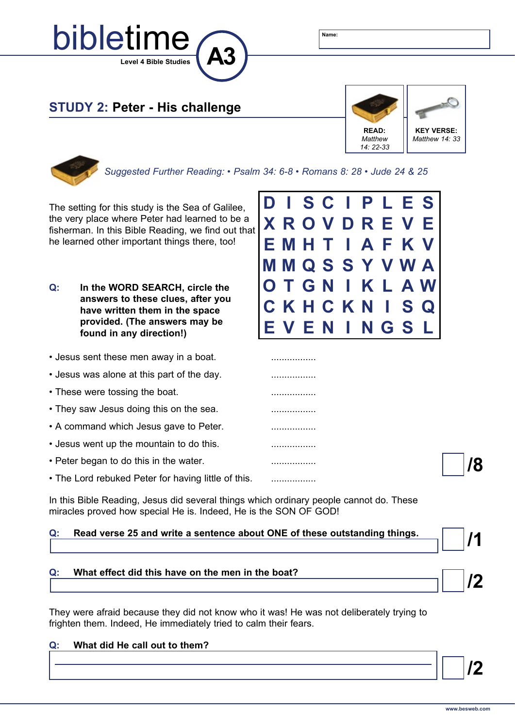# bibletime A3

Level 4 Bible Studies

Name:

## STUDY 2: Peter - His challenge

**READ:** *Matthew 14: 22-33*

**KEY VERSE:** *Matthew 14: 33*

*Suggested Further Reading: • Psalm 34: 6-8 • Romans 8: 28 • Jude 24 & 25*

The setting for this study is the Sea of Galilee, the very place where Peter had learned to be a fisherman. In this Bible Reading, we find out that he learned other important things there, too!

| | | | | | | | | |
|---|---|---|---|---|---|---|---|---|
| D | I | S | C | I | P | L | E | S |
| X | R | O | V | D | R | E | V | E |
| E | M | H | T | I | A | F | K | V |
| M | M | Q | S | S | Y | V | W | A |
| O | T | G | N | I | K | L | A | W |
| C | K | H | C | K | N | I | S | Q |
| E | V | E | N | I | N | G | S | L |

**Q: In the WORD SEARCH, circle the answers to these clues, after you have written them in the space provided. (The answers may be found in any direction!)**

- Jesus sent these men away in a boat. .................
- Jesus was alone at this part of the day. .................
- These were tossing the boat. .................
- They saw Jesus doing this on the sea. .................
- A command which Jesus gave to Peter. .................
- Jesus went up the mountain to do this. .................
- Peter began to do this in the water. .................
- The Lord rebuked Peter for having little of this. .................

/8

In this Bible Reading, Jesus did several things which ordinary people cannot do. These miracles proved how special He is. Indeed, He is the SON OF GOD!

**Q: Read verse 25 and write a sentence about ONE of these outstanding things.**

/1

**Q: What effect did this have on the men in the boat?**

/2

They were afraid because they did not know who it was! He was not deliberately trying to frighten them. Indeed, He immediately tried to calm their fears.

**Q: What did He call out to them?**

/2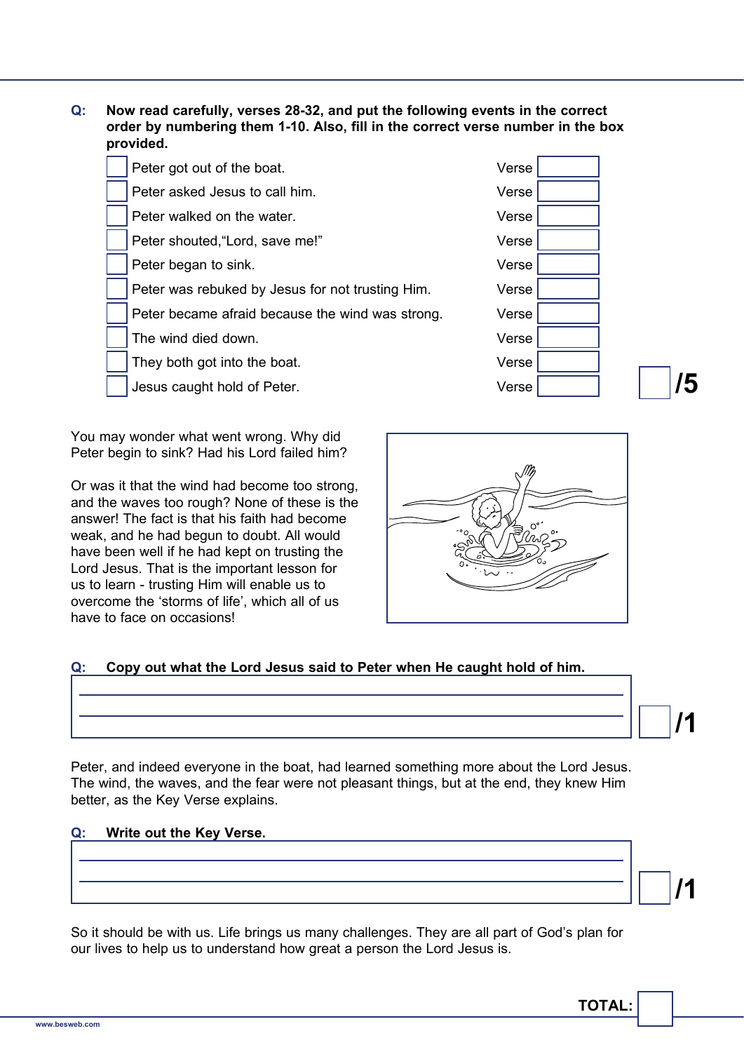**Q: Now read carefully, verses 28-32, and put the following events in the correct order by numbering them 1-10. Also, fill in the correct verse number in the box provided.**

| | Event | Verse |
|---|---|---|
| ☐ | Peter got out of the boat. | Verse ☐ |
| ☐ | Peter asked Jesus to call him. | Verse ☐ |
| ☐ | Peter walked on the water. | Verse ☐ |
| ☐ | Peter shouted,"Lord, save me!" | Verse ☐ |
| ☐ | Peter began to sink. | Verse ☐ |
| ☐ | Peter was rebuked by Jesus for not trusting Him. | Verse ☐ |
| ☐ | Peter became afraid because the wind was strong. | Verse ☐ |
| ☐ | The wind died down. | Verse ☐ |
| ☐ | They both got into the boat. | Verse ☐ |
| ☐ | Jesus caught hold of Peter. | Verse ☐ |

**/5**

You may wonder what went wrong. Why did Peter begin to sink? Had his Lord failed him?

Or was it that the wind had become too strong, and the waves too rough? None of these is the answer! The fact is that his faith had become weak, and he had begun to doubt. All would have been well if he had kept on trusting the Lord Jesus. That is the important lesson for us to learn - trusting Him will enable us to overcome the 'storms of life', which all of us have to face on occasions!

**Q: Copy out what the Lord Jesus said to Peter when He caught hold of him.**

\_\_\_\_\_\_\_\_\_\_\_\_\_\_\_\_\_\_\_\_\_\_\_\_\_\_\_\_\_\_\_\_\_\_\_\_\_\_\_\_

\_\_\_\_\_\_\_\_\_\_\_\_\_\_\_\_\_\_\_\_\_\_\_\_\_\_\_\_\_\_\_\_\_\_\_\_\_\_\_\_

**/1**

Peter, and indeed everyone in the boat, had learned something more about the Lord Jesus. The wind, the waves, and the fear were not pleasant things, but at the end, they knew Him better, as the Key Verse explains.

**Q: Write out the Key Verse.**

\_\_\_\_\_\_\_\_\_\_\_\_\_\_\_\_\_\_\_\_\_\_\_\_\_\_\_\_\_\_\_\_\_\_\_\_\_\_\_\_

\_\_\_\_\_\_\_\_\_\_\_\_\_\_\_\_\_\_\_\_\_\_\_\_\_\_\_\_\_\_\_\_\_\_\_\_\_\_\_\_

**/1**

So it should be with us. Life brings us many challenges. They are all part of God's plan for our lives to help us to understand how great a person the Lord Jesus is.

**TOTAL:** ☐

www.besweb.com